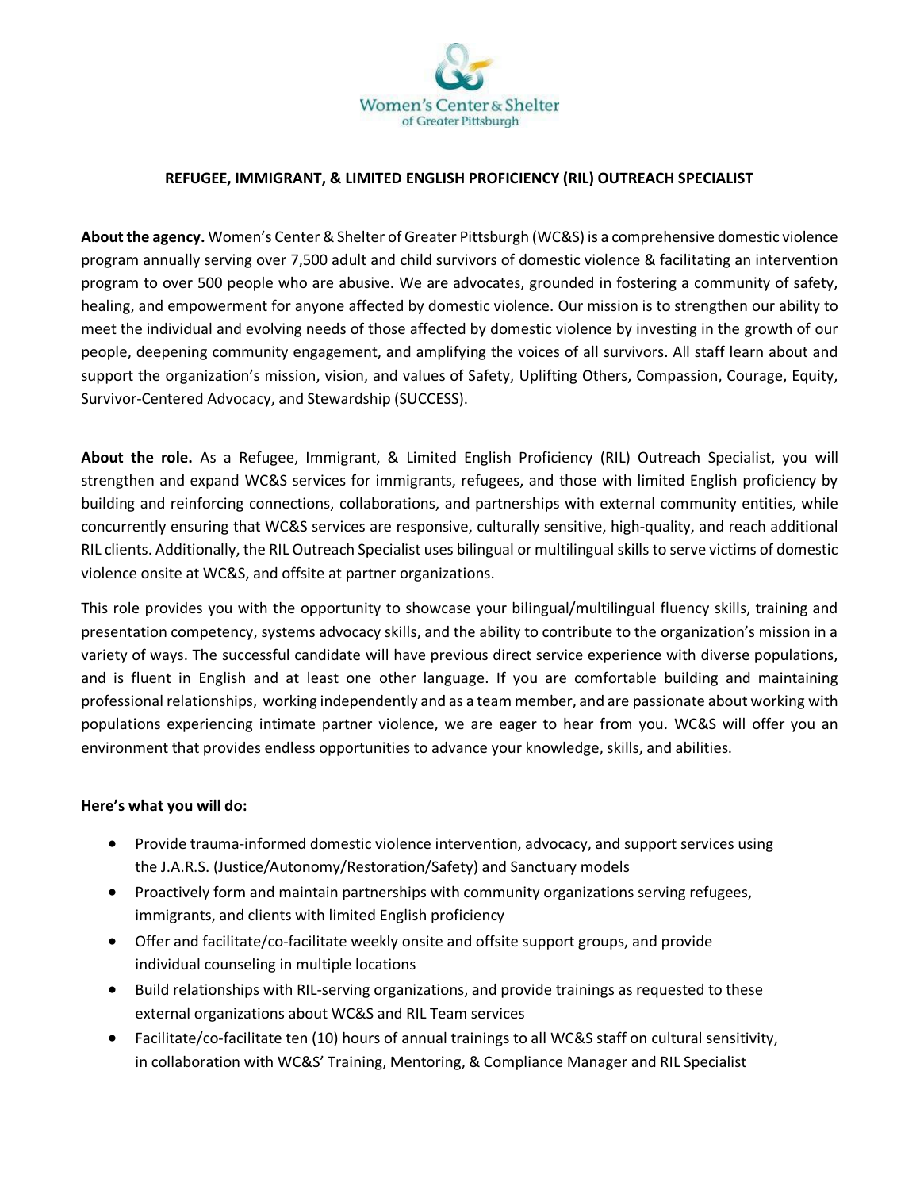Women's Center & Shelter of Greater Pittsburgh

## REFUGEE, IMMIGRANT, & LIMITED ENGLISH PROFICIENCY (RIL) OUTREACH SPECIALIST

**About the agency.** Women's Center & Shelter of Greater Pittsburgh (WC&S) is a comprehensive domestic violence program annually serving over 7,500 adult and child survivors of domestic violence & facilitating an intervention program to over 500 people who are abusive. We are advocates, grounded in fostering a community of safety, healing, and empowerment for anyone affected by domestic violence. Our mission is to strengthen our ability to meet the individual and evolving needs of those affected by domestic violence by investing in the growth of our people, deepening community engagement, and amplifying the voices of all survivors. All staff learn about and support the organization's mission, vision, and values of Safety, Uplifting Others, Compassion, Courage, Equity, Survivor-Centered Advocacy, and Stewardship (SUCCESS).

**About the role.** As a Refugee, Immigrant, & Limited English Proficiency (RIL) Outreach Specialist, you will strengthen and expand WC&S services for immigrants, refugees, and those with limited English proficiency by building and reinforcing connections, collaborations, and partnerships with external community entities, while concurrently ensuring that WC&S services are responsive, culturally sensitive, high-quality, and reach additional RIL clients. Additionally, the RIL Outreach Specialist uses bilingual or multilingual skills to serve victims of domestic violence onsite at WC&S, and offsite at partner organizations.

This role provides you with the opportunity to showcase your bilingual/multilingual fluency skills, training and presentation competency, systems advocacy skills, and the ability to contribute to the organization's mission in a variety of ways. The successful candidate will have previous direct service experience with diverse populations, and is fluent in English and at least one other language. If you are comfortable building and maintaining professional relationships, working independently and as a team member, and are passionate about working with populations experiencing intimate partner violence, we are eager to hear from you. WC&S will offer you an environment that provides endless opportunities to advance your knowledge, skills, and abilities.

**Here's what you will do:**

- Provide trauma-informed domestic violence intervention, advocacy, and support services using the J.A.R.S. (Justice/Autonomy/Restoration/Safety) and Sanctuary models
- Proactively form and maintain partnerships with community organizations serving refugees, immigrants, and clients with limited English proficiency
- Offer and facilitate/co-facilitate weekly onsite and offsite support groups, and provide individual counseling in multiple locations
- Build relationships with RIL-serving organizations, and provide trainings as requested to these external organizations about WC&S and RIL Team services
- Facilitate/co-facilitate ten (10) hours of annual trainings to all WC&S staff on cultural sensitivity, in collaboration with WC&S' Training, Mentoring, & Compliance Manager and RIL Specialist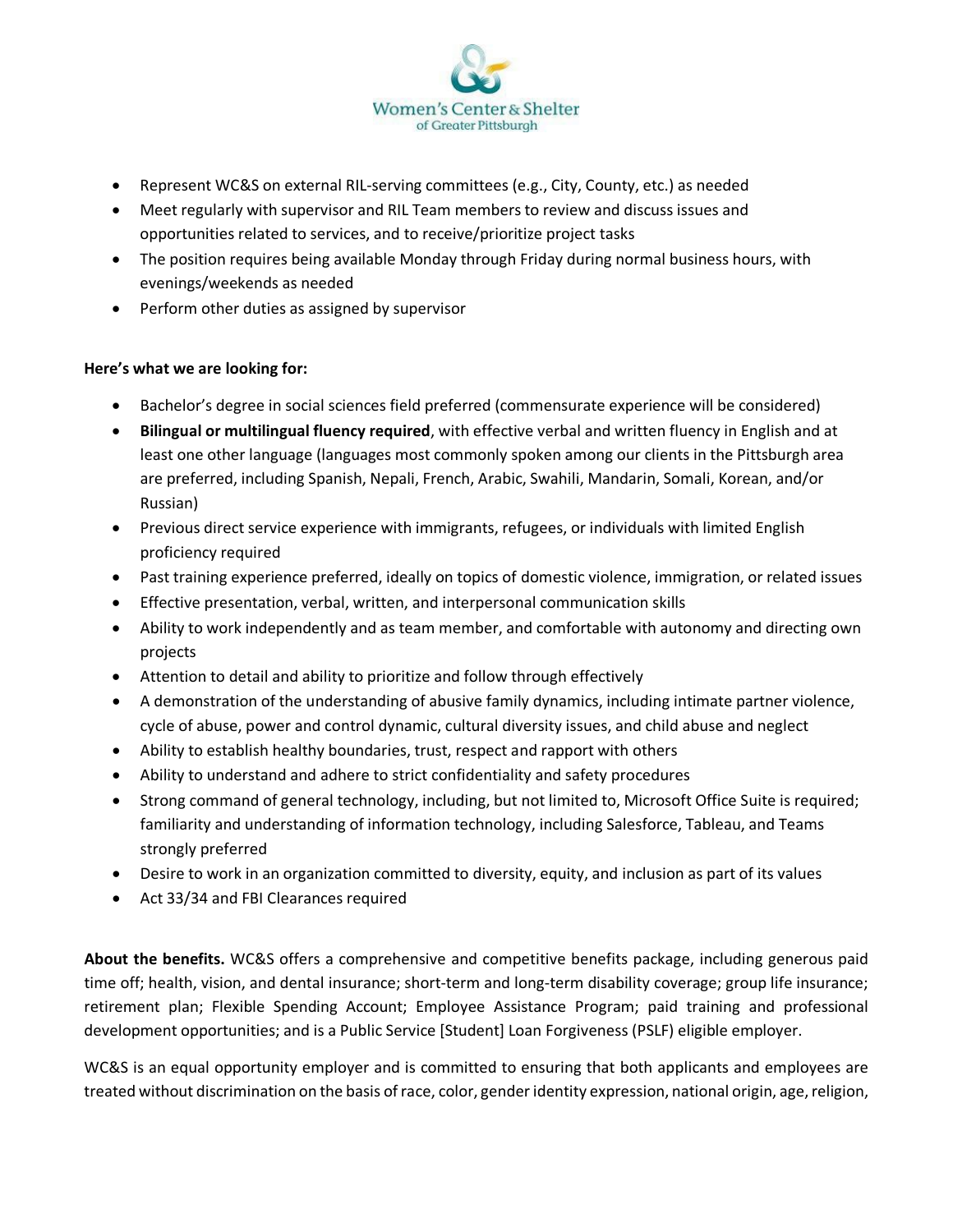- Represent WC&S on external RIL-serving committees (e.g., City, County, etc.) as needed
- Meet regularly with supervisor and RIL Team members to review and discuss issues and opportunities related to services, and to receive/prioritize project tasks
- The position requires being available Monday through Friday during normal business hours, with evenings/weekends as needed
- Perform other duties as assigned by supervisor

**Here's what we are looking for:**

- Bachelor's degree in social sciences field preferred (commensurate experience will be considered)
- **Bilingual or multilingual fluency required**, with effective verbal and written fluency in English and at least one other language (languages most commonly spoken among our clients in the Pittsburgh area are preferred, including Spanish, Nepali, French, Arabic, Swahili, Mandarin, Somali, Korean, and/or Russian)
- Previous direct service experience with immigrants, refugees, or individuals with limited English proficiency required
- Past training experience preferred, ideally on topics of domestic violence, immigration, or related issues
- Effective presentation, verbal, written, and interpersonal communication skills
- Ability to work independently and as team member, and comfortable with autonomy and directing own projects
- Attention to detail and ability to prioritize and follow through effectively
- A demonstration of the understanding of abusive family dynamics, including intimate partner violence, cycle of abuse, power and control dynamic, cultural diversity issues, and child abuse and neglect
- Ability to establish healthy boundaries, trust, respect and rapport with others
- Ability to understand and adhere to strict confidentiality and safety procedures
- Strong command of general technology, including, but not limited to, Microsoft Office Suite is required; familiarity and understanding of information technology, including Salesforce, Tableau, and Teams strongly preferred
- Desire to work in an organization committed to diversity, equity, and inclusion as part of its values
- Act 33/34 and FBI Clearances required

**About the benefits.** WC&S offers a comprehensive and competitive benefits package, including generous paid time off; health, vision, and dental insurance; short-term and long-term disability coverage; group life insurance; retirement plan; Flexible Spending Account; Employee Assistance Program; paid training and professional development opportunities; and is a Public Service [Student] Loan Forgiveness (PSLF) eligible employer.

WC&S is an equal opportunity employer and is committed to ensuring that both applicants and employees are treated without discrimination on the basis of race, color, gender identity expression, national origin, age, religion,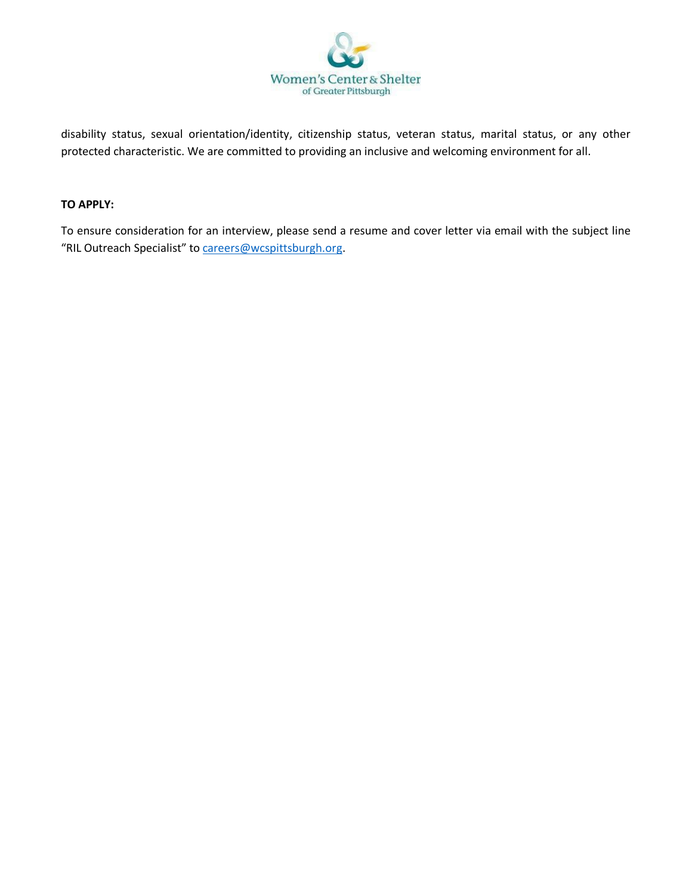disability status, sexual orientation/identity, citizenship status, veteran status, marital status, or any other protected characteristic. We are committed to providing an inclusive and welcoming environment for all.

**TO APPLY:**

To ensure consideration for an interview, please send a resume and cover letter via email with the subject line "RIL Outreach Specialist" to careers@wcspittsburgh.org.